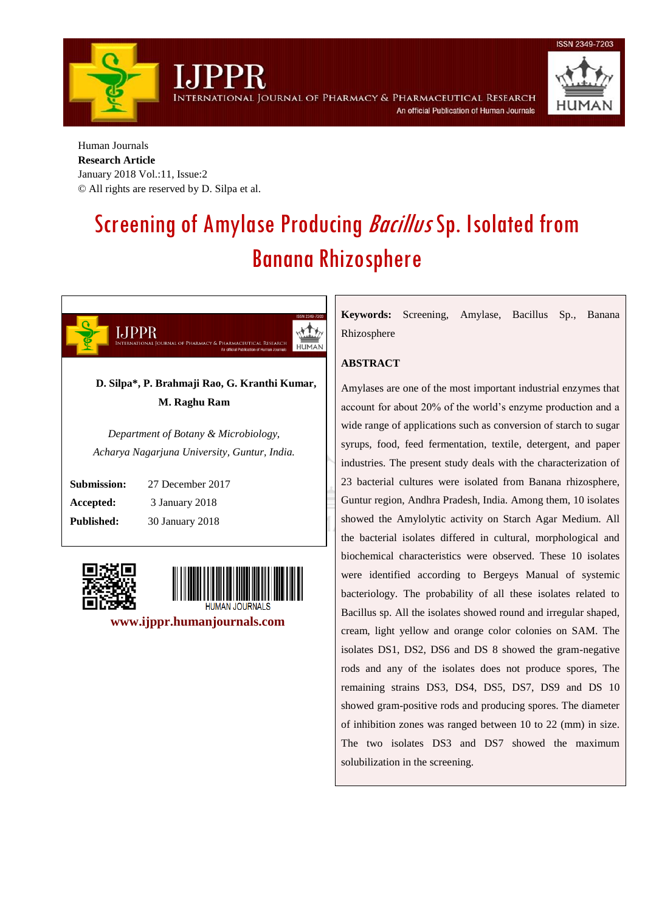Human Journals

**Research Article**

January 2018 Vol.:11, Issue:2

© All rights are reserved by D. Silpa et al.

# Screening of Amylase Producing *Bacillus* Sp. Isolated from Banana Rhizosphere

**D. Silpa*, P. Brahmaji Rao, G. Kranthi Kumar, M. Raghu Ram**

*Department of Botany & Microbiology, Acharya Nagarjuna University, Guntur, India.*

**Submission:** 27 December 2017

**Accepted:** 3 January 2018

**Published:** 30 January 2018

www.ijppr.humanjournals.com

**Keywords:** Screening, Amylase, Bacillus Sp., Banana Rhizosphere

## ABSTRACT

Amylases are one of the most important industrial enzymes that account for about 20% of the world's enzyme production and a wide range of applications such as conversion of starch to sugar syrups, food, feed fermentation, textile, detergent, and paper industries. The present study deals with the characterization of 23 bacterial cultures were isolated from Banana rhizosphere, Guntur region, Andhra Pradesh, India. Among them, 10 isolates showed the Amylolytic activity on Starch Agar Medium. All the bacterial isolates differed in cultural, morphological and biochemical characteristics were observed. These 10 isolates were identified according to Bergeys Manual of systemic bacteriology. The probability of all these isolates related to Bacillus sp. All the isolates showed round and irregular shaped, cream, light yellow and orange color colonies on SAM. The isolates DS1, DS2, DS6 and DS 8 showed the gram-negative rods and any of the isolates does not produce spores, The remaining strains DS3, DS4, DS5, DS7, DS9 and DS 10 showed gram-positive rods and producing spores. The diameter of inhibition zones was ranged between 10 to 22 (mm) in size. The two isolates DS3 and DS7 showed the maximum solubilization in the screening.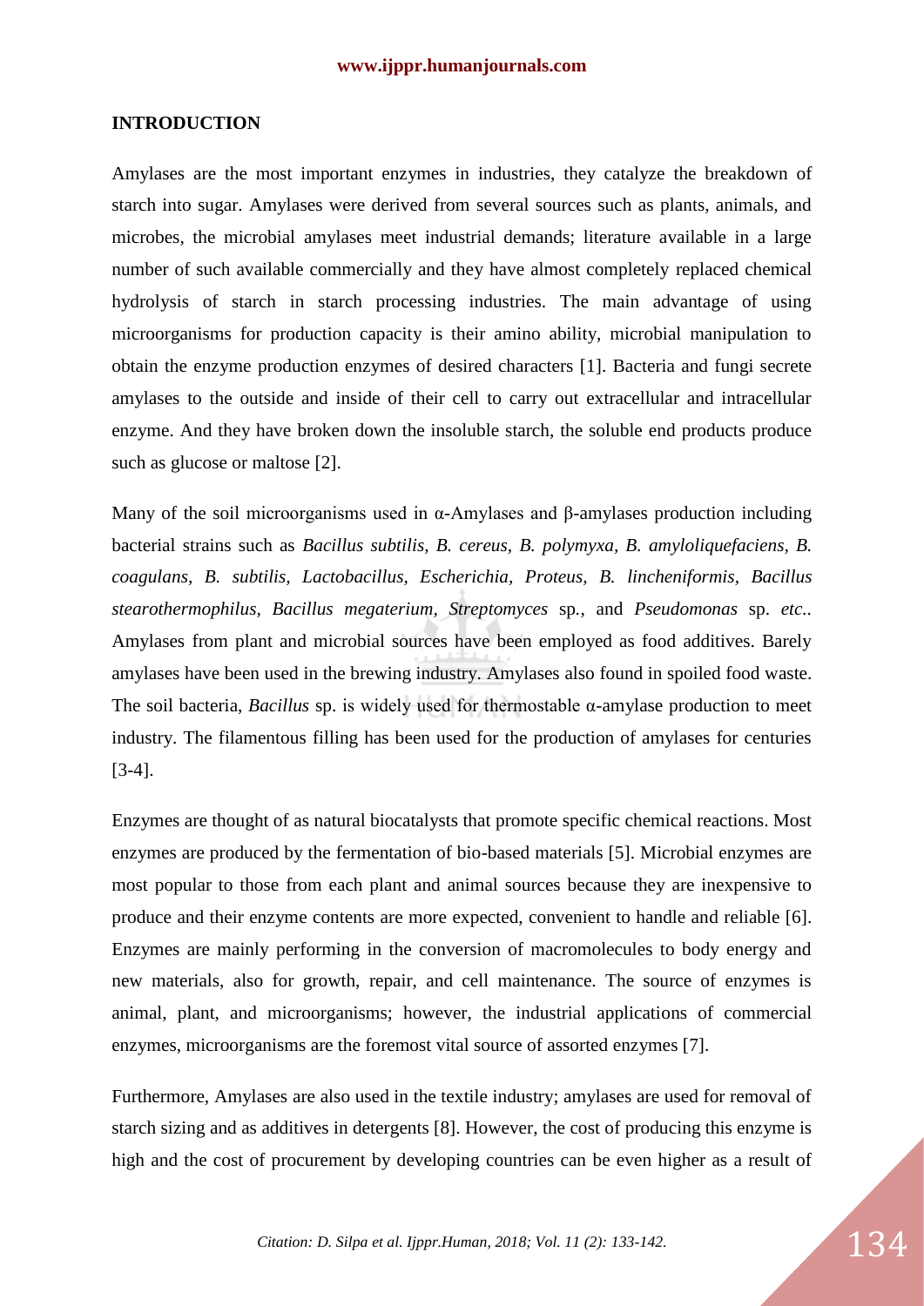## INTRODUCTION

Amylases are the most important enzymes in industries, they catalyze the breakdown of starch into sugar. Amylases were derived from several sources such as plants, animals, and microbes, the microbial amylases meet industrial demands; literature available in a large number of such available commercially and they have almost completely replaced chemical hydrolysis of starch in starch processing industries. The main advantage of using microorganisms for production capacity is their amino ability, microbial manipulation to obtain the enzyme production enzymes of desired characters [1]. Bacteria and fungi secrete amylases to the outside and inside of their cell to carry out extracellular and intracellular enzyme. And they have broken down the insoluble starch, the soluble end products produce such as glucose or maltose [2].

Many of the soil microorganisms used in α-Amylases and β-amylases production including bacterial strains such as *Bacillus subtilis, B. cereus, B. polymyxa, B. amyloliquefaciens, B. coagulans, B. subtilis, Lactobacillus, Escherichia, Proteus, B. lincheniformis, Bacillus stearothermophilus, Bacillus megaterium, Streptomyces* sp., and *Pseudomonas* sp. *etc.*. Amylases from plant and microbial sources have been employed as food additives. Barely amylases have been used in the brewing industry. Amylases also found in spoiled food waste. The soil bacteria, *Bacillus* sp. is widely used for thermostable α-amylase production to meet industry. The filamentous filling has been used for the production of amylases for centuries [3-4].

Enzymes are thought of as natural biocatalysts that promote specific chemical reactions. Most enzymes are produced by the fermentation of bio-based materials [5]. Microbial enzymes are most popular to those from each plant and animal sources because they are inexpensive to produce and their enzyme contents are more expected, convenient to handle and reliable [6]. Enzymes are mainly performing in the conversion of macromolecules to body energy and new materials, also for growth, repair, and cell maintenance. The source of enzymes is animal, plant, and microorganisms; however, the industrial applications of commercial enzymes, microorganisms are the foremost vital source of assorted enzymes [7].

Furthermore, Amylases are also used in the textile industry; amylases are used for removal of starch sizing and as additives in detergents [8]. However, the cost of producing this enzyme is high and the cost of procurement by developing countries can be even higher as a result of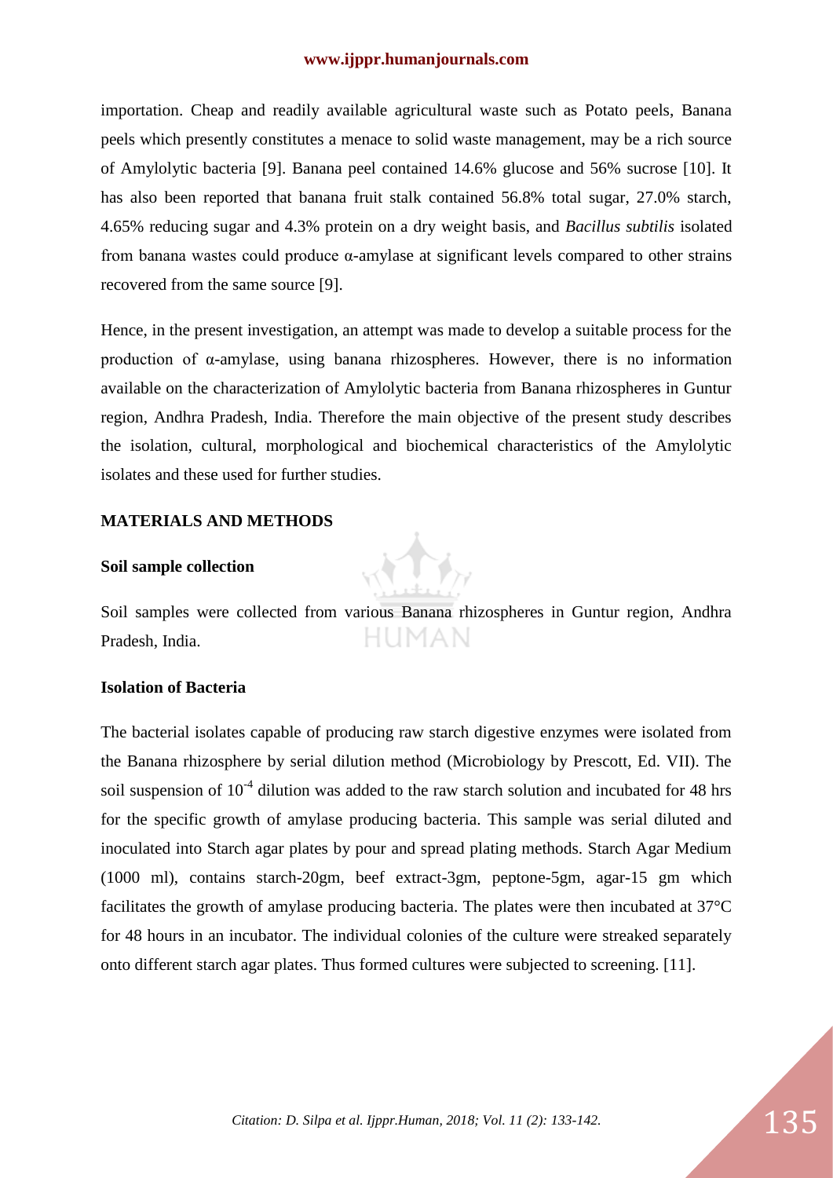importation. Cheap and readily available agricultural waste such as Potato peels, Banana peels which presently constitutes a menace to solid waste management, may be a rich source of Amylolytic bacteria [9]. Banana peel contained 14.6% glucose and 56% sucrose [10]. It has also been reported that banana fruit stalk contained 56.8% total sugar, 27.0% starch, 4.65% reducing sugar and 4.3% protein on a dry weight basis, and *Bacillus subtilis* isolated from banana wastes could produce α-amylase at significant levels compared to other strains recovered from the same source [9].

Hence, in the present investigation, an attempt was made to develop a suitable process for the production of α-amylase, using banana rhizospheres. However, there is no information available on the characterization of Amylolytic bacteria from Banana rhizospheres in Guntur region, Andhra Pradesh, India. Therefore the main objective of the present study describes the isolation, cultural, morphological and biochemical characteristics of the Amylolytic isolates and these used for further studies.

## MATERIALS AND METHODS

### Soil sample collection

Soil samples were collected from various Banana rhizospheres in Guntur region, Andhra Pradesh, India.

### Isolation of Bacteria

The bacterial isolates capable of producing raw starch digestive enzymes were isolated from the Banana rhizosphere by serial dilution method (Microbiology by Prescott, Ed. VII). The soil suspension of $10^{-4}$ dilution was added to the raw starch solution and incubated for 48 hrs for the specific growth of amylase producing bacteria. This sample was serial diluted and inoculated into Starch agar plates by pour and spread plating methods. Starch Agar Medium (1000 ml), contains starch-20gm, beef extract-3gm, peptone-5gm, agar-15 gm which facilitates the growth of amylase producing bacteria. The plates were then incubated at 37°C for 48 hours in an incubator. The individual colonies of the culture were streaked separately onto different starch agar plates. Thus formed cultures were subjected to screening. [11].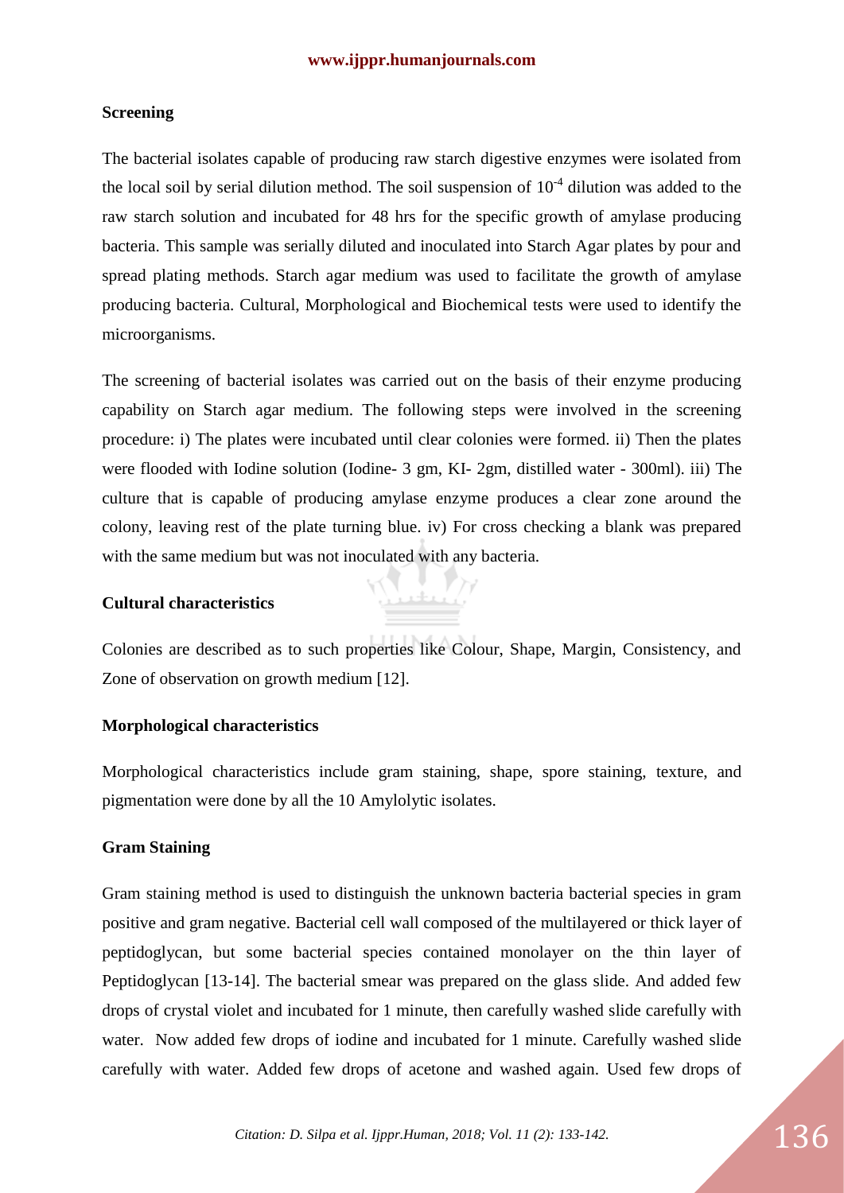### Screening

The bacterial isolates capable of producing raw starch digestive enzymes were isolated from the local soil by serial dilution method. The soil suspension of $10^{-4}$ dilution was added to the raw starch solution and incubated for 48 hrs for the specific growth of amylase producing bacteria. This sample was serially diluted and inoculated into Starch Agar plates by pour and spread plating methods. Starch agar medium was used to facilitate the growth of amylase producing bacteria. Cultural, Morphological and Biochemical tests were used to identify the microorganisms.

The screening of bacterial isolates was carried out on the basis of their enzyme producing capability on Starch agar medium. The following steps were involved in the screening procedure: i) The plates were incubated until clear colonies were formed. ii) Then the plates were flooded with Iodine solution (Iodine- 3 gm, KI- 2gm, distilled water - 300ml). iii) The culture that is capable of producing amylase enzyme produces a clear zone around the colony, leaving rest of the plate turning blue. iv) For cross checking a blank was prepared with the same medium but was not inoculated with any bacteria.

### Cultural characteristics

Colonies are described as to such properties like Colour, Shape, Margin, Consistency, and Zone of observation on growth medium [12].

### Morphological characteristics

Morphological characteristics include gram staining, shape, spore staining, texture, and pigmentation were done by all the 10 Amylolytic isolates.

### Gram Staining

Gram staining method is used to distinguish the unknown bacteria bacterial species in gram positive and gram negative. Bacterial cell wall composed of the multilayered or thick layer of peptidoglycan, but some bacterial species contained monolayer on the thin layer of Peptidoglycan [13-14]. The bacterial smear was prepared on the glass slide. And added few drops of crystal violet and incubated for 1 minute, then carefully washed slide carefully with water. Now added few drops of iodine and incubated for 1 minute. Carefully washed slide carefully with water. Added few drops of acetone and washed again. Used few drops of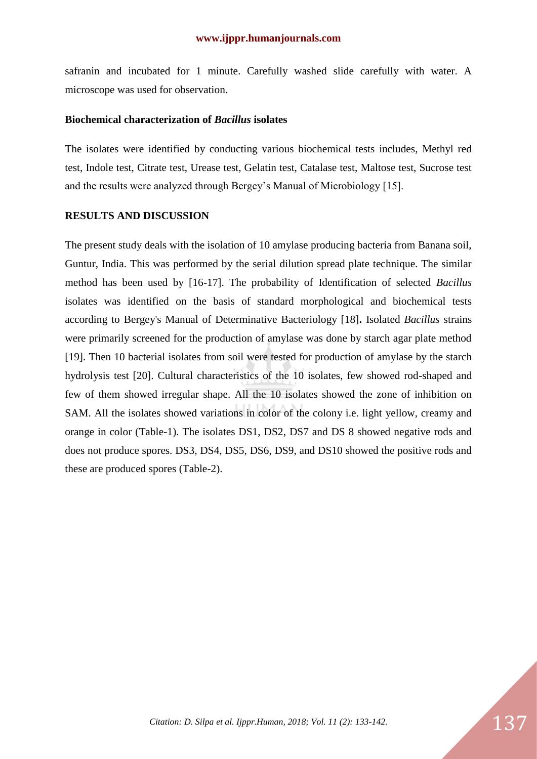safranin and incubated for 1 minute. Carefully washed slide carefully with water. A microscope was used for observation.

### Biochemical characterization of *Bacillus* isolates

The isolates were identified by conducting various biochemical tests includes, Methyl red test, Indole test, Citrate test, Urease test, Gelatin test, Catalase test, Maltose test, Sucrose test and the results were analyzed through Bergey's Manual of Microbiology [15].

## RESULTS AND DISCUSSION

The present study deals with the isolation of 10 amylase producing bacteria from Banana soil, Guntur, India. This was performed by the serial dilution spread plate technique. The similar method has been used by [16-17]. The probability of Identification of selected *Bacillus* isolates was identified on the basis of standard morphological and biochemical tests according to Bergey's Manual of Determinative Bacteriology [18]**.** Isolated *Bacillus* strains were primarily screened for the production of amylase was done by starch agar plate method [19]. Then 10 bacterial isolates from soil were tested for production of amylase by the starch hydrolysis test [20]. Cultural characteristics of the 10 isolates, few showed rod-shaped and few of them showed irregular shape. All the 10 isolates showed the zone of inhibition on SAM. All the isolates showed variations in color of the colony i.e. light yellow, creamy and orange in color (Table-1). The isolates DS1, DS2, DS7 and DS 8 showed negative rods and does not produce spores. DS3, DS4, DS5, DS6, DS9, and DS10 showed the positive rods and these are produced spores (Table-2).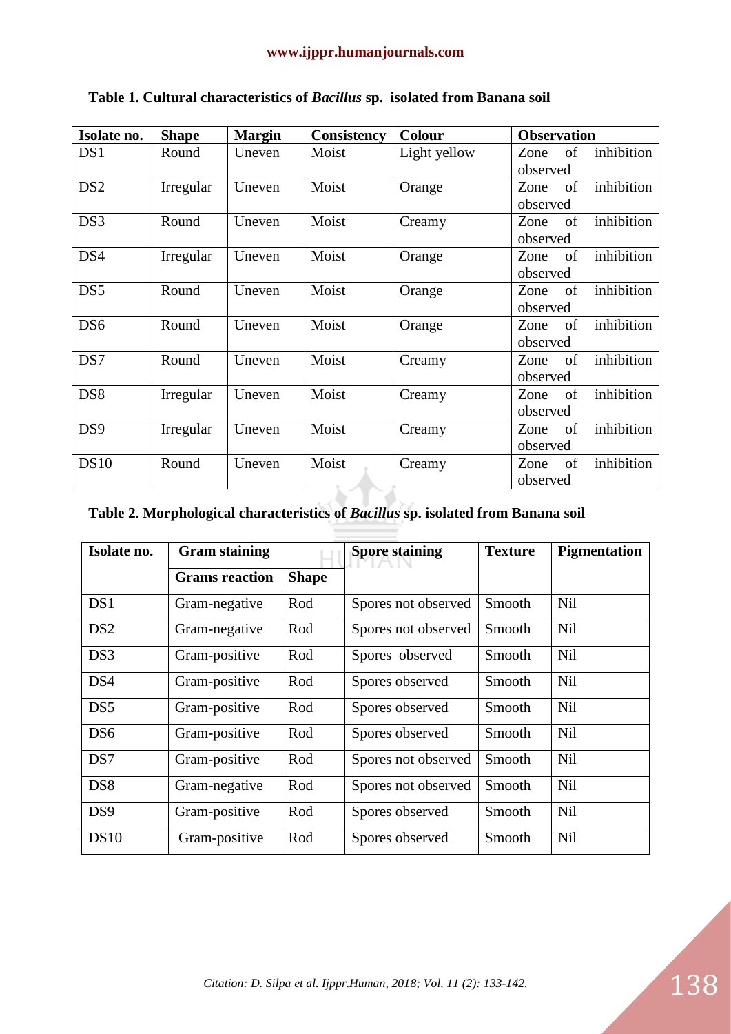**Table 1. Cultural characteristics of *Bacillus* sp. isolated from Banana soil**

| Isolate no. | Shape | Margin | Consistency | Colour | Observation |
|---|---|---|---|---|---|
| DS1 | Round | Uneven | Moist | Light yellow | Zone of inhibition observed |
| DS2 | Irregular | Uneven | Moist | Orange | Zone of inhibition observed |
| DS3 | Round | Uneven | Moist | Creamy | Zone of inhibition observed |
| DS4 | Irregular | Uneven | Moist | Orange | Zone of inhibition observed |
| DS5 | Round | Uneven | Moist | Orange | Zone of inhibition observed |
| DS6 | Round | Uneven | Moist | Orange | Zone of inhibition observed |
| DS7 | Round | Uneven | Moist | Creamy | Zone of inhibition observed |
| DS8 | Irregular | Uneven | Moist | Creamy | Zone of inhibition observed |
| DS9 | Irregular | Uneven | Moist | Creamy | Zone of inhibition observed |
| DS10 | Round | Uneven | Moist | Creamy | Zone of inhibition observed |

**Table 2. Morphological characteristics of *Bacillus* sp. isolated from Banana soil**

| Isolate no. | Gram staining | | Spore staining | Texture | Pigmentation |
|---|---|---|---|---|---|
| | Grams reaction | Shape | | | |
| DS1 | Gram-negative | Rod | Spores not observed | Smooth | Nil |
| DS2 | Gram-negative | Rod | Spores not observed | Smooth | Nil |
| DS3 | Gram-positive | Rod | Spores observed | Smooth | Nil |
| DS4 | Gram-positive | Rod | Spores observed | Smooth | Nil |
| DS5 | Gram-positive | Rod | Spores observed | Smooth | Nil |
| DS6 | Gram-positive | Rod | Spores observed | Smooth | Nil |
| DS7 | Gram-positive | Rod | Spores not observed | Smooth | Nil |
| DS8 | Gram-negative | Rod | Spores not observed | Smooth | Nil |
| DS9 | Gram-positive | Rod | Spores observed | Smooth | Nil |
| DS10 | Gram-positive | Rod | Spores observed | Smooth | Nil |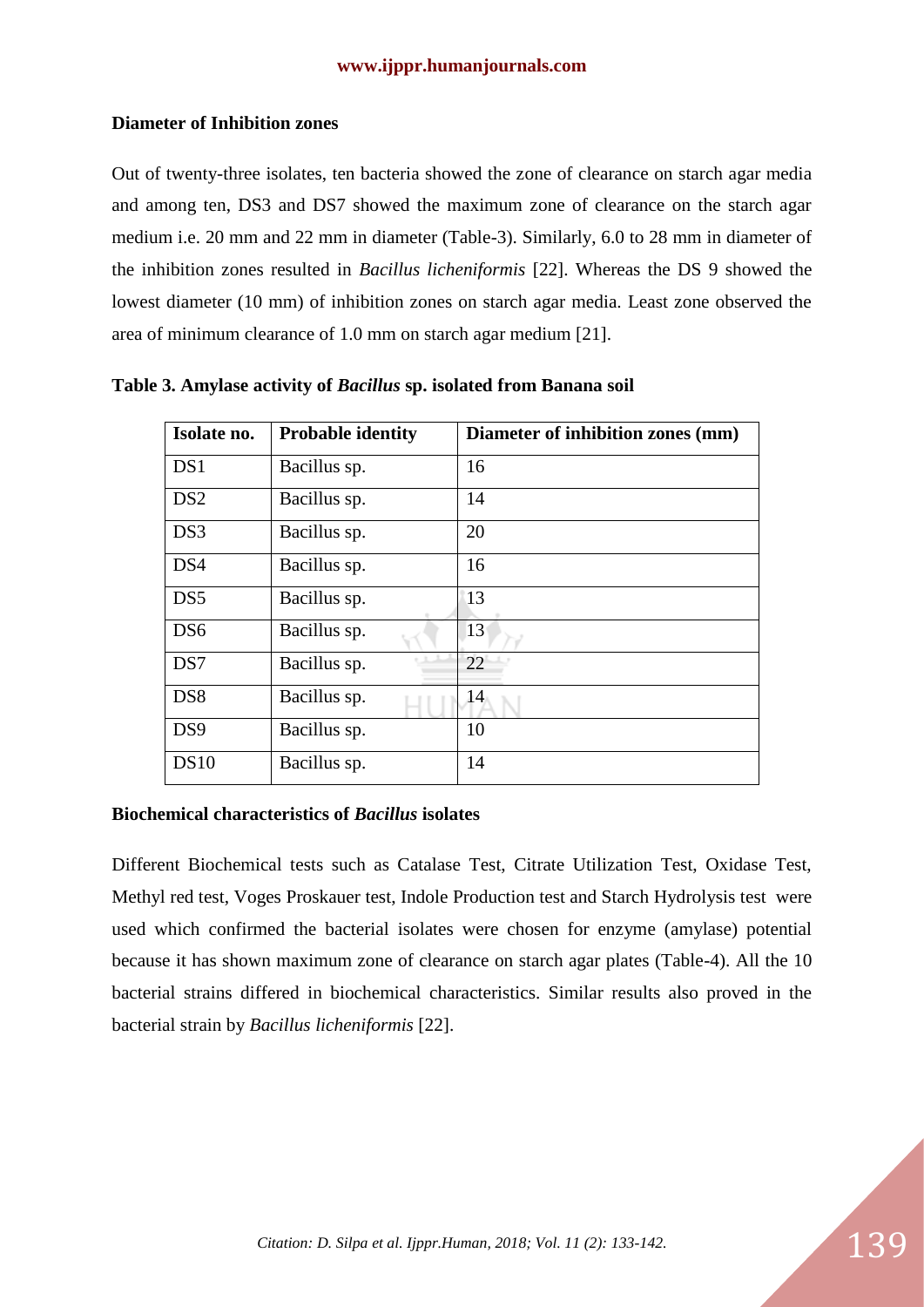### Diameter of Inhibition zones

Out of twenty-three isolates, ten bacteria showed the zone of clearance on starch agar media and among ten, DS3 and DS7 showed the maximum zone of clearance on the starch agar medium i.e. 20 mm and 22 mm in diameter (Table-3). Similarly, 6.0 to 28 mm in diameter of the inhibition zones resulted in *Bacillus licheniformis* [22]. Whereas the DS 9 showed the lowest diameter (10 mm) of inhibition zones on starch agar media. Least zone observed the area of minimum clearance of 1.0 mm on starch agar medium [21].

**Table 3. Amylase activity of *Bacillus* sp. isolated from Banana soil**

| Isolate no. | Probable identity | Diameter of inhibition zones (mm) |
|---|---|---|
| DS1 | Bacillus sp. | 16 |
| DS2 | Bacillus sp. | 14 |
| DS3 | Bacillus sp. | 20 |
| DS4 | Bacillus sp. | 16 |
| DS5 | Bacillus sp. | 13 |
| DS6 | Bacillus sp. | 13 |
| DS7 | Bacillus sp. | 22 |
| DS8 | Bacillus sp. | 14 |
| DS9 | Bacillus sp. | 10 |
| DS10 | Bacillus sp. | 14 |

### Biochemical characteristics of *Bacillus* isolates

Different Biochemical tests such as Catalase Test, Citrate Utilization Test, Oxidase Test, Methyl red test, Voges Proskauer test, Indole Production test and Starch Hydrolysis test were used which confirmed the bacterial isolates were chosen for enzyme (amylase) potential because it has shown maximum zone of clearance on starch agar plates (Table-4). All the 10 bacterial strains differed in biochemical characteristics. Similar results also proved in the bacterial strain by *Bacillus licheniformis* [22].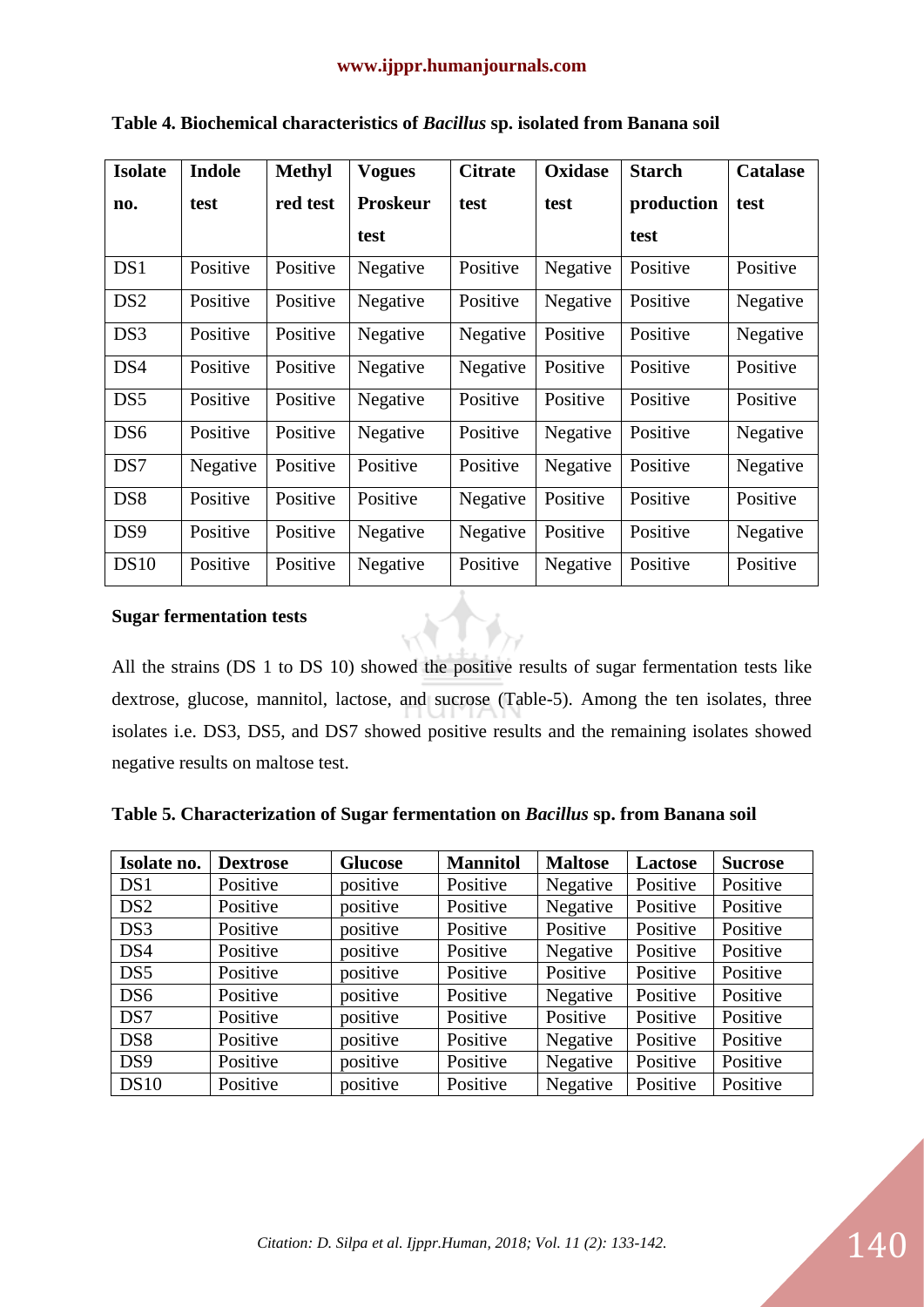**Table 4. Biochemical characteristics of *Bacillus* sp. isolated from Banana soil**

| Isolate no. | Indole test | Methyl red test | Vogues Proskeur test | Citrate test | Oxidase test | Starch production test | Catalase test |
|---|---|---|---|---|---|---|---|
| DS1 | Positive | Positive | Negative | Positive | Negative | Positive | Positive |
| DS2 | Positive | Positive | Negative | Positive | Negative | Positive | Negative |
| DS3 | Positive | Positive | Negative | Negative | Positive | Positive | Negative |
| DS4 | Positive | Positive | Negative | Negative | Positive | Positive | Positive |
| DS5 | Positive | Positive | Negative | Positive | Positive | Positive | Positive |
| DS6 | Positive | Positive | Negative | Positive | Negative | Positive | Negative |
| DS7 | Negative | Positive | Positive | Positive | Negative | Positive | Negative |
| DS8 | Positive | Positive | Positive | Negative | Positive | Positive | Positive |
| DS9 | Positive | Positive | Negative | Negative | Positive | Positive | Negative |
| DS10 | Positive | Positive | Negative | Positive | Negative | Positive | Positive |

**Sugar fermentation tests**

All the strains (DS 1 to DS 10) showed the positive results of sugar fermentation tests like dextrose, glucose, mannitol, lactose, and sucrose (Table-5). Among the ten isolates, three isolates i.e. DS3, DS5, and DS7 showed positive results and the remaining isolates showed negative results on maltose test.

**Table 5. Characterization of Sugar fermentation on *Bacillus* sp. from Banana soil**

| Isolate no. | Dextrose | Glucose | Mannitol | Maltose | Lactose | Sucrose |
|---|---|---|---|---|---|---|
| DS1 | Positive | positive | Positive | Negative | Positive | Positive |
| DS2 | Positive | positive | Positive | Negative | Positive | Positive |
| DS3 | Positive | positive | Positive | Positive | Positive | Positive |
| DS4 | Positive | positive | Positive | Negative | Positive | Positive |
| DS5 | Positive | positive | Positive | Positive | Positive | Positive |
| DS6 | Positive | positive | Positive | Negative | Positive | Positive |
| DS7 | Positive | positive | Positive | Positive | Positive | Positive |
| DS8 | Positive | positive | Positive | Negative | Positive | Positive |
| DS9 | Positive | positive | Positive | Negative | Positive | Positive |
| DS10 | Positive | positive | Positive | Negative | Positive | Positive |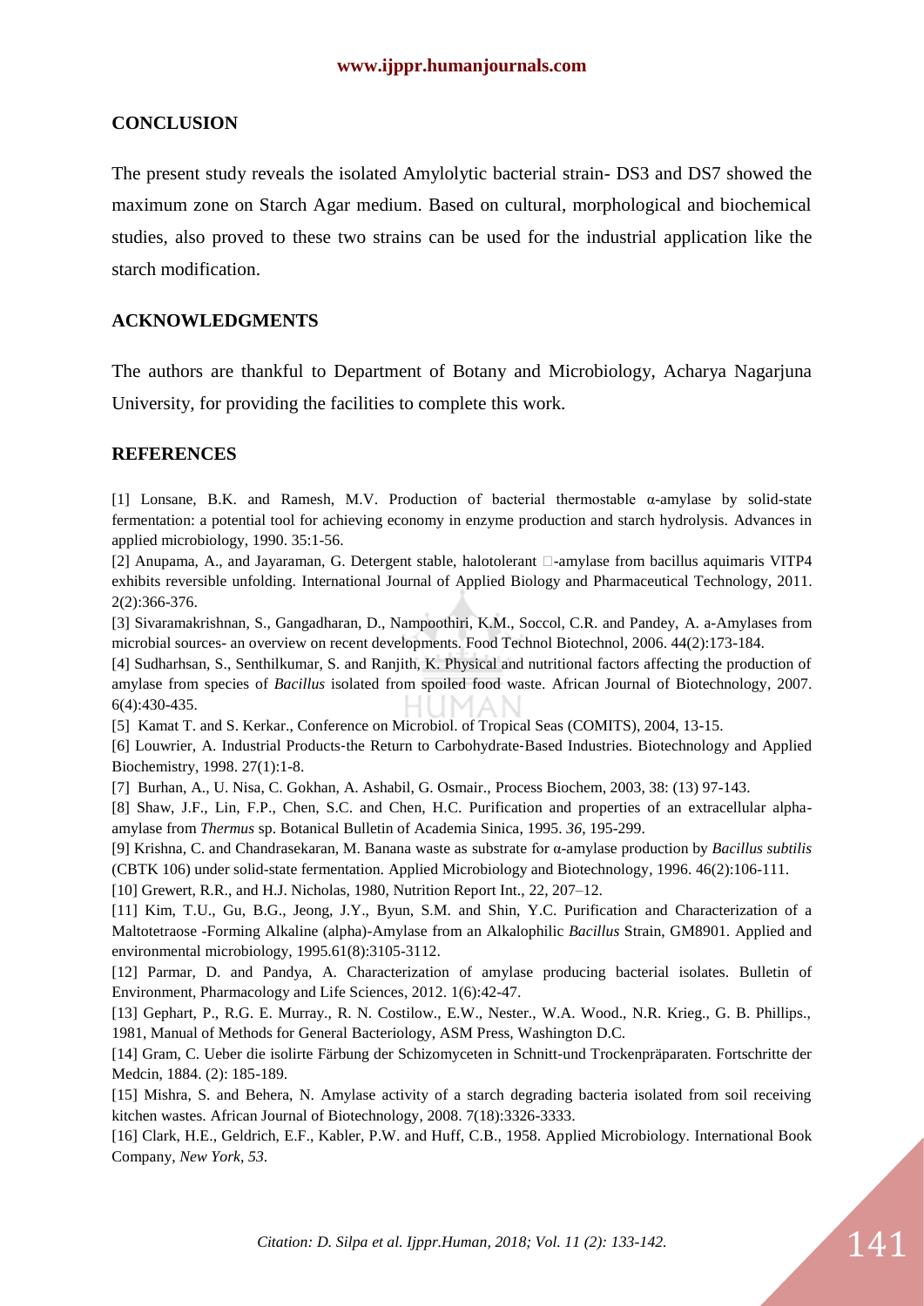## CONCLUSION

The present study reveals the isolated Amylolytic bacterial strain- DS3 and DS7 showed the maximum zone on Starch Agar medium. Based on cultural, morphological and biochemical studies, also proved to these two strains can be used for the industrial application like the starch modification.

## ACKNOWLEDGMENTS

The authors are thankful to Department of Botany and Microbiology, Acharya Nagarjuna University, for providing the facilities to complete this work.

## REFERENCES

[1] Lonsane, B.K. and Ramesh, M.V. Production of bacterial thermostable α-amylase by solid-state fermentation: a potential tool for achieving economy in enzyme production and starch hydrolysis. Advances in applied microbiology, 1990. 35:1-56.

[2] Anupama, A., and Jayaraman, G. Detergent stable, halotolerant □-amylase from bacillus aquimaris VITP4 exhibits reversible unfolding. International Journal of Applied Biology and Pharmaceutical Technology, 2011. 2(2):366-376.

[3] Sivaramakrishnan, S., Gangadharan, D., Nampoothiri, K.M., Soccol, C.R. and Pandey, A. a-Amylases from microbial sources- an overview on recent developments. Food Technol Biotechnol, 2006. 44(2):173-184.

[4] Sudharhsan, S., Senthilkumar, S. and Ranjith, K. Physical and nutritional factors affecting the production of amylase from species of *Bacillus* isolated from spoiled food waste. African Journal of Biotechnology, 2007. 6(4):430-435.

[5] Kamat T. and S. Kerkar., Conference on Microbiol. of Tropical Seas (COMITS), 2004, 13-15.

[6] Louwrier, A. Industrial Products‐the Return to Carbohydrate‐Based Industries. Biotechnology and Applied Biochemistry, 1998. 27(1):1-8.

[7] Burhan, A., U. Nisa, C. Gokhan, A. Ashabil, G. Osmair., Process Biochem, 2003, 38: (13) 97-143.

[8] Shaw, J.F., Lin, F.P., Chen, S.C. and Chen, H.C. Purification and properties of an extracellular alpha-amylase from *Thermus* sp. Botanical Bulletin of Academia Sinica, 1995. *36*, 195-299.

[9] Krishna, C. and Chandrasekaran, M. Banana waste as substrate for α-amylase production by *Bacillus subtilis* (CBTK 106) under solid-state fermentation. Applied Microbiology and Biotechnology, 1996. 46(2):106-111.

[10] Grewert, R.R., and H.J. Nicholas, 1980, Nutrition Report Int., 22, 207–12.

[11] Kim, T.U., Gu, B.G., Jeong, J.Y., Byun, S.M. and Shin, Y.C. Purification and Characterization of a Maltotetraose -Forming Alkaline (alpha)-Amylase from an Alkalophilic *Bacillus* Strain, GM8901. Applied and environmental microbiology, 1995.61(8):3105-3112.

[12] Parmar, D. and Pandya, A. Characterization of amylase producing bacterial isolates. Bulletin of Environment, Pharmacology and Life Sciences, 2012. 1(6):42-47.

[13] Gephart, P., R.G. E. Murray., R. N. Costilow., E.W., Nester., W.A. Wood., N.R. Krieg., G. B. Phillips., 1981, Manual of Methods for General Bacteriology, ASM Press, Washington D.C.

[14] Gram, C. Ueber die isolirte Färbung der Schizomyceten in Schnitt-und Trockenpräparaten. Fortschritte der Medcin, 1884. (2): 185-189.

[15] Mishra, S. and Behera, N. Amylase activity of a starch degrading bacteria isolated from soil receiving kitchen wastes. African Journal of Biotechnology, 2008. 7(18):3326-3333.

[16] Clark, H.E., Geldrich, E.F., Kabler, P.W. and Huff, C.B., 1958. Applied Microbiology. International Book Company, *New York*, *53*.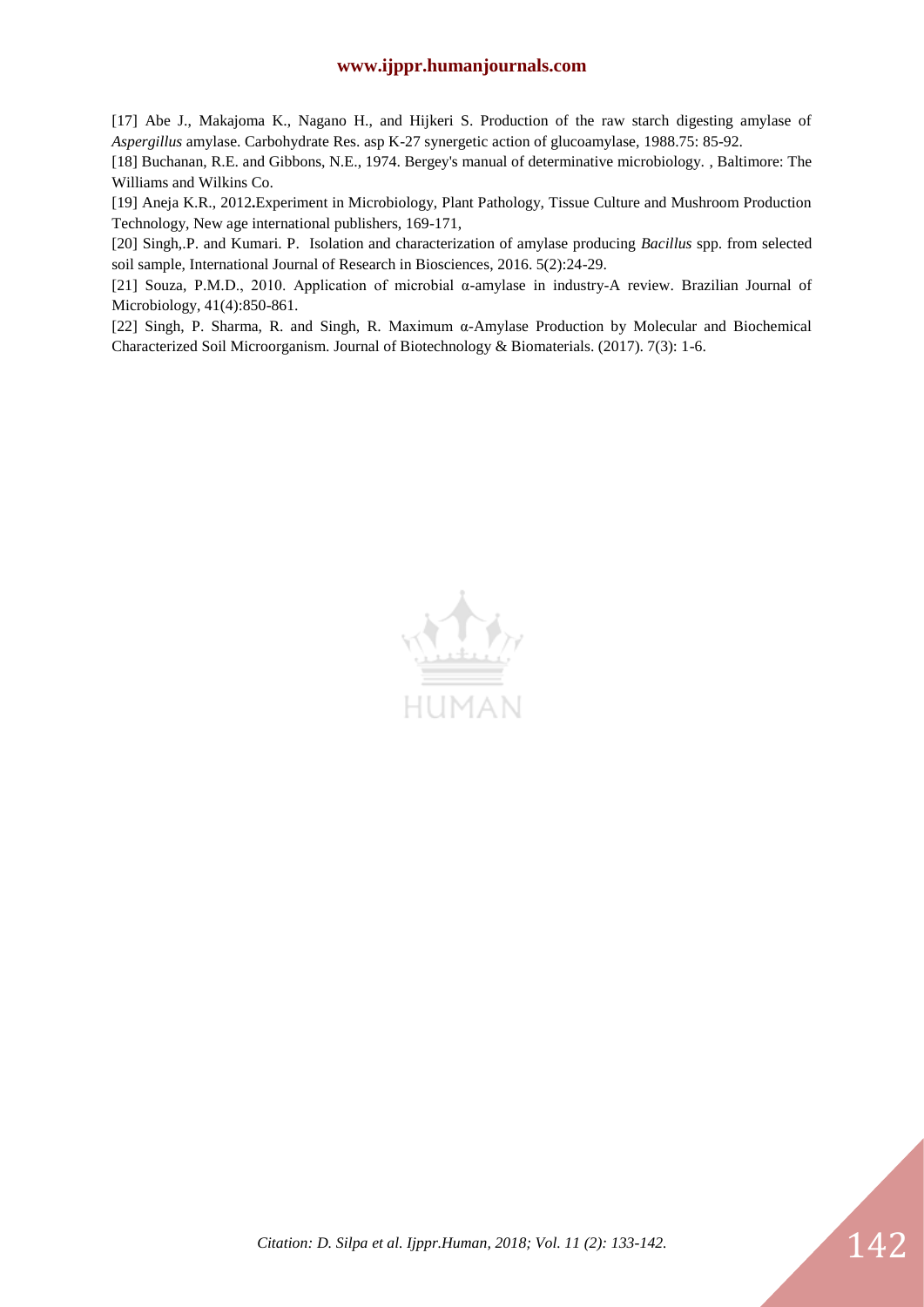[17] Abe J., Makajoma K., Nagano H., and Hijkeri S. Production of the raw starch digesting amylase of *Aspergillus* amylase. Carbohydrate Res. asp K-27 synergetic action of glucoamylase, 1988.75: 85-92.

[18] Buchanan, R.E. and Gibbons, N.E., 1974. Bergey's manual of determinative microbiology. , Baltimore: The Williams and Wilkins Co.

[19] Aneja K.R., 2012**.**Experiment in Microbiology, Plant Pathology, Tissue Culture and Mushroom Production Technology, New age international publishers, 169-171,

[20] Singh,.P. and Kumari. P. Isolation and characterization of amylase producing *Bacillus* spp. from selected soil sample, International Journal of Research in Biosciences, 2016. 5(2):24-29.

[21] Souza, P.M.D., 2010. Application of microbial α-amylase in industry-A review. Brazilian Journal of Microbiology, 41(4):850-861.

[22] Singh, P. Sharma, R. and Singh, R. Maximum α-Amylase Production by Molecular and Biochemical Characterized Soil Microorganism. Journal of Biotechnology & Biomaterials. (2017). 7(3): 1-6.